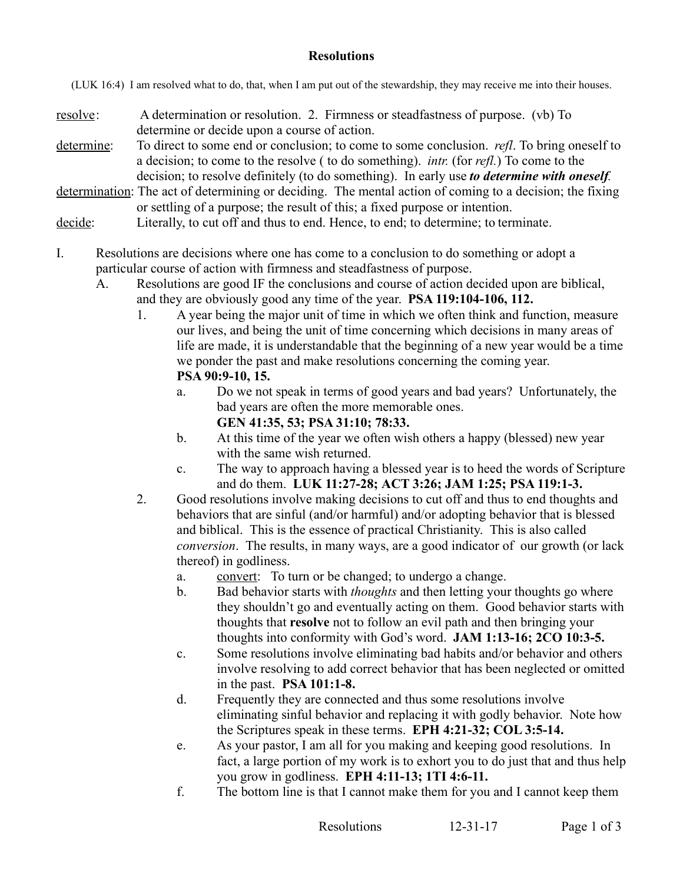# Resolutions

(LUK 16:4) I am resolved what to do, that, when I am put out of the stewardship, they may receive me into their houses.

<u>resolve</u>: A determination or resolution. 2. Firmness or steadfastness of purpose. (vb) To determine or decide upon a course of action.

<u>determine</u>: To direct to some end or conclusion; to come to some conclusion. *refl*. To bring oneself to a decision; to come to the resolve ( to do something). *intr.* (for *refl.*) To come to the decision; to resolve definitely (to do something). In early use ***to determine with oneself***.

<u>determination</u>: The act of determining or deciding. The mental action of coming to a decision; the fixing or settling of a purpose; the result of this; a fixed purpose or intention.

<u>decide</u>: Literally, to cut off and thus to end. Hence, to end; to determine; to terminate.

I. Resolutions are decisions where one has come to a conclusion to do something or adopt a particular course of action with firmness and steadfastness of purpose.
   A. Resolutions are good IF the conclusions and course of action decided upon are biblical, and they are obviously good any time of the year. **PSA 119:104-106, 112.**
      1. A year being the major unit of time in which we often think and function, measure our lives, and being the unit of time concerning which decisions in many areas of life are made, it is understandable that the beginning of a new year would be a time we ponder the past and make resolutions concerning the coming year. **PSA 90:9-10, 15.**
         a. Do we not speak in terms of good years and bad years? Unfortunately, the bad years are often the more memorable ones. **GEN 41:35, 53; PSA 31:10; 78:33.**
         b. At this time of the year we often wish others a happy (blessed) new year with the same wish returned.
         c. The way to approach having a blessed year is to heed the words of Scripture and do them. **LUK 11:27-28; ACT 3:26; JAM 1:25; PSA 119:1-3.**
      2. Good resolutions involve making decisions to cut off and thus to end thoughts and behaviors that are sinful (and/or harmful) and/or adopting behavior that is blessed and biblical. This is the essence of practical Christianity. This is also called *conversion*. The results, in many ways, are a good indicator of our growth (or lack thereof) in godliness.
         a. <u>convert</u>: To turn or be changed; to undergo a change.
         b. Bad behavior starts with *thoughts* and then letting your thoughts go where they shouldn't go and eventually acting on them. Good behavior starts with thoughts that **resolve** not to follow an evil path and then bringing your thoughts into conformity with God's word. **JAM 1:13-16; 2CO 10:3-5.**
         c. Some resolutions involve eliminating bad habits and/or behavior and others involve resolving to add correct behavior that has been neglected or omitted in the past. **PSA 101:1-8.**
         d. Frequently they are connected and thus some resolutions involve eliminating sinful behavior and replacing it with godly behavior. Note how the Scriptures speak in these terms. **EPH 4:21-32; COL 3:5-14.**
         e. As your pastor, I am all for you making and keeping good resolutions. In fact, a large portion of my work is to exhort you to do just that and thus help you grow in godliness. **EPH 4:11-13; 1TI 4:6-11.**
         f. The bottom line is that I cannot make them for you and I cannot keep them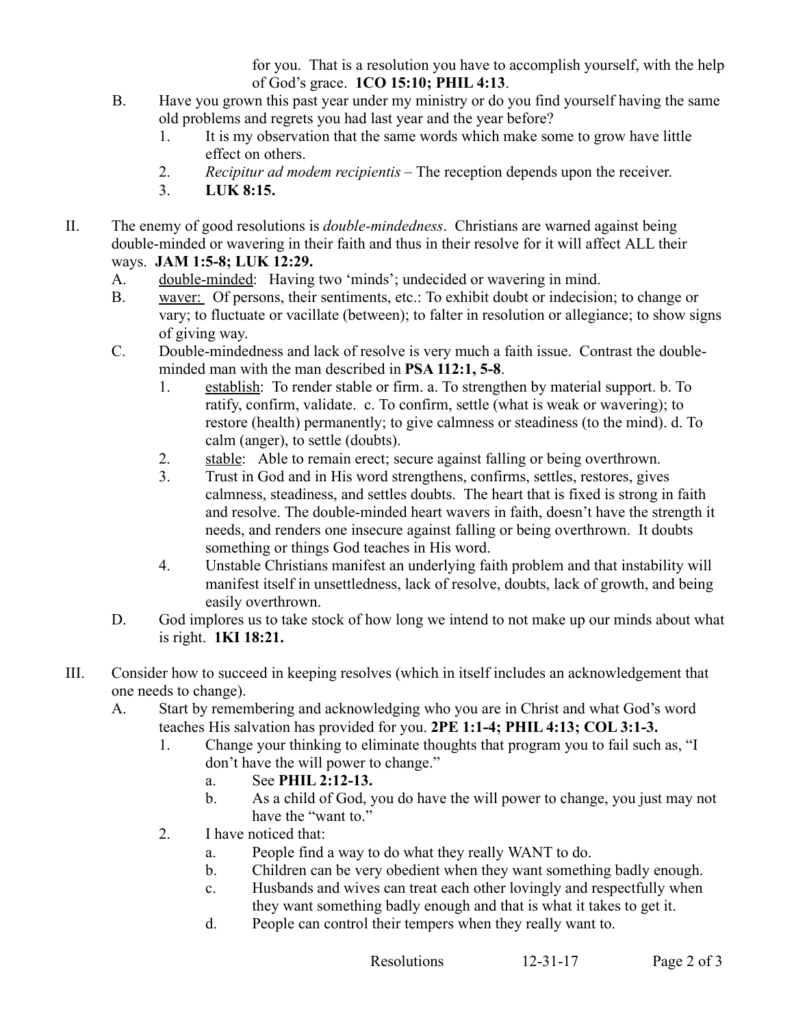for you. That is a resolution you have to accomplish yourself, with the help of God's grace. **1CO 15:10; PHIL 4:13**.

B. Have you grown this past year under my ministry or do you find yourself having the same old problems and regrets you had last year and the year before?

1. It is my observation that the same words which make some to grow have little effect on others.
2. *Recipitur ad modem recipientis* – The reception depends upon the receiver.
3. **LUK 8:15.**

II. The enemy of good resolutions is *double-mindedness*. Christians are warned against being double-minded or wavering in their faith and thus in their resolve for it will affect ALL their ways. **JAM 1:5-8; LUK 12:29.**

A. <u>double-minded</u>: Having two 'minds'; undecided or wavering in mind.

B. <u>waver:</u> Of persons, their sentiments, etc.: To exhibit doubt or indecision; to change or vary; to fluctuate or vacillate (between); to falter in resolution or allegiance; to show signs of giving way.

C. Double-mindedness and lack of resolve is very much a faith issue. Contrast the double-minded man with the man described in **PSA 112:1, 5-8**.

1. <u>establish</u>: To render stable or firm. a. To strengthen by material support. b. To ratify, confirm, validate. c. To confirm, settle (what is weak or wavering); to restore (health) permanently; to give calmness or steadiness (to the mind). d. To calm (anger), to settle (doubts).
2. <u>stable</u>: Able to remain erect; secure against falling or being overthrown.
3. Trust in God and in His word strengthens, confirms, settles, restores, gives calmness, steadiness, and settles doubts. The heart that is fixed is strong in faith and resolve. The double-minded heart wavers in faith, doesn't have the strength it needs, and renders one insecure against falling or being overthrown. It doubts something or things God teaches in His word.
4. Unstable Christians manifest an underlying faith problem and that instability will manifest itself in unsettledness, lack of resolve, doubts, lack of growth, and being easily overthrown.

D. God implores us to take stock of how long we intend to not make up our minds about what is right. **1KI 18:21.**

III. Consider how to succeed in keeping resolves (which in itself includes an acknowledgement that one needs to change).

A. Start by remembering and acknowledging who you are in Christ and what God's word teaches His salvation has provided for you. **2PE 1:1-4; PHIL 4:13; COL 3:1-3.**

1. Change your thinking to eliminate thoughts that program you to fail such as, "I don't have the will power to change."
   a. See **PHIL 2:12-13.**
   b. As a child of God, you do have the will power to change, you just may not have the "want to."
2. I have noticed that:
   a. People find a way to do what they really WANT to do.
   b. Children can be very obedient when they want something badly enough.
   c. Husbands and wives can treat each other lovingly and respectfully when they want something badly enough and that is what it takes to get it.
   d. People can control their tempers when they really want to.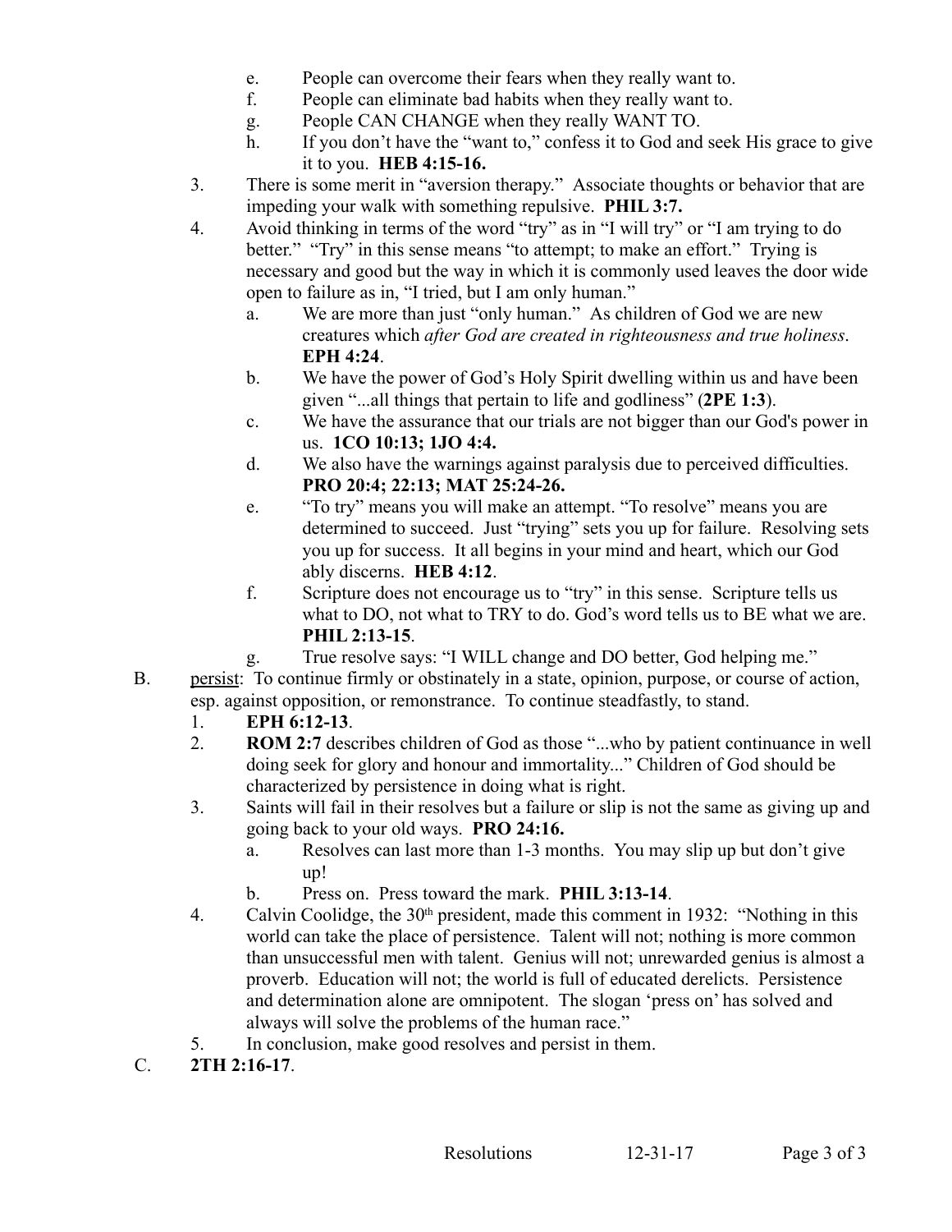e. People can overcome their fears when they really want to.

f. People can eliminate bad habits when they really want to.

g. People CAN CHANGE when they really WANT TO.

h. If you don't have the "want to," confess it to God and seek His grace to give it to you. **HEB 4:15-16.**

3. There is some merit in "aversion therapy." Associate thoughts or behavior that are impeding your walk with something repulsive. **PHIL 3:7.**

4. Avoid thinking in terms of the word "try" as in "I will try" or "I am trying to do better." "Try" in this sense means "to attempt; to make an effort." Trying is necessary and good but the way in which it is commonly used leaves the door wide open to failure as in, "I tried, but I am only human."

   a. We are more than just "only human." As children of God we are new creatures which *after God are created in righteousness and true holiness*. **EPH 4:24**.

   b. We have the power of God's Holy Spirit dwelling within us and have been given "...all things that pertain to life and godliness" (**2PE 1:3**).

   c. We have the assurance that our trials are not bigger than our God's power in us. **1CO 10:13; 1JO 4:4.**

   d. We also have the warnings against paralysis due to perceived difficulties. **PRO 20:4; 22:13; MAT 25:24-26.**

   e. "To try" means you will make an attempt. "To resolve" means you are determined to succeed. Just "trying" sets you up for failure. Resolving sets you up for success. It all begins in your mind and heart, which our God ably discerns. **HEB 4:12**.

   f. Scripture does not encourage us to "try" in this sense. Scripture tells us what to DO, not what to TRY to do. God's word tells us to BE what we are. **PHIL 2:13-15**.

   g. True resolve says: "I WILL change and DO better, God helping me."

B. <u>persist</u>: To continue firmly or obstinately in a state, opinion, purpose, or course of action, esp. against opposition, or remonstrance. To continue steadfastly, to stand.

1. **EPH 6:12-13**.

2. **ROM 2:7** describes children of God as those "...who by patient continuance in well doing seek for glory and honour and immortality..." Children of God should be characterized by persistence in doing what is right.

3. Saints will fail in their resolves but a failure or slip is not the same as giving up and going back to your old ways. **PRO 24:16.**

   a. Resolves can last more than 1-3 months. You may slip up but don't give up!

   b. Press on. Press toward the mark. **PHIL 3:13-14**.

4. Calvin Coolidge, the 30th president, made this comment in 1932: "Nothing in this world can take the place of persistence. Talent will not; nothing is more common than unsuccessful men with talent. Genius will not; unrewarded genius is almost a proverb. Education will not; the world is full of educated derelicts. Persistence and determination alone are omnipotent. The slogan 'press on' has solved and always will solve the problems of the human race."

5. In conclusion, make good resolves and persist in them.

C. **2TH 2:16-17**.